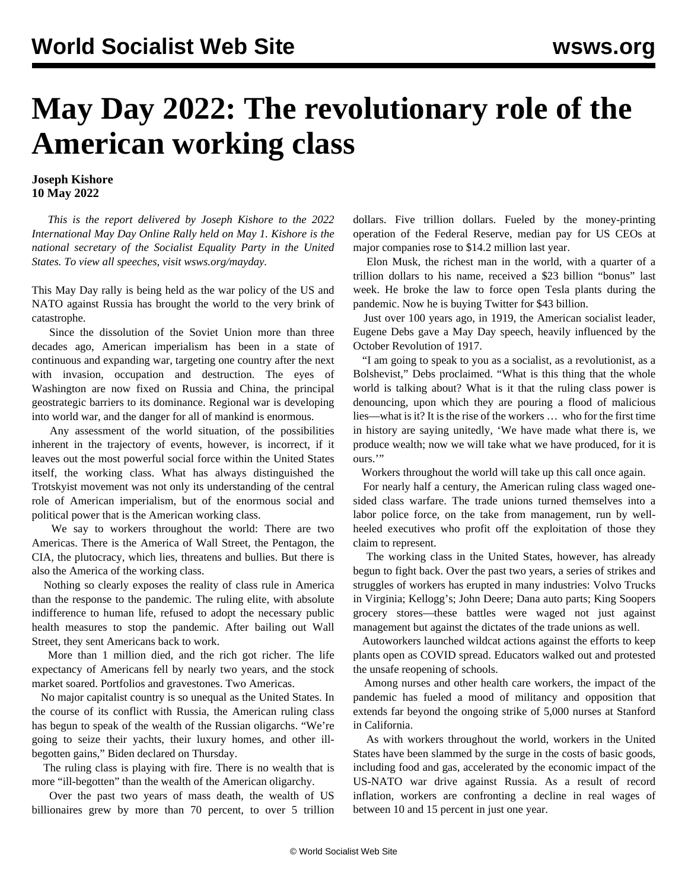# May Day 2022: The revolutionary role of the American working class

**Joseph Kishore**
**10 May 2022**

*This is the report delivered by Joseph Kishore to the 2022 International May Day Online Rally held on May 1. Kishore is the national secretary of the Socialist Equality Party in the United States. To view all speeches, visit wsws.org/mayday.*

This May Day rally is being held as the war policy of the US and NATO against Russia has brought the world to the very brink of catastrophe.

Since the dissolution of the Soviet Union more than three decades ago, American imperialism has been in a state of continuous and expanding war, targeting one country after the next with invasion, occupation and destruction. The eyes of Washington are now fixed on Russia and China, the principal geostrategic barriers to its dominance. Regional war is developing into world war, and the danger for all of mankind is enormous.

Any assessment of the world situation, of the possibilities inherent in the trajectory of events, however, is incorrect, if it leaves out the most powerful social force within the United States itself, the working class. What has always distinguished the Trotskyist movement was not only its understanding of the central role of American imperialism, but of the enormous social and political power that is the American working class.

We say to workers throughout the world: There are two Americas. There is the America of Wall Street, the Pentagon, the CIA, the plutocracy, which lies, threatens and bullies. But there is also the America of the working class.

Nothing so clearly exposes the reality of class rule in America than the response to the pandemic. The ruling elite, with absolute indifference to human life, refused to adopt the necessary public health measures to stop the pandemic. After bailing out Wall Street, they sent Americans back to work.

More than 1 million died, and the rich got richer. The life expectancy of Americans fell by nearly two years, and the stock market soared. Portfolios and gravestones. Two Americas.

No major capitalist country is so unequal as the United States. In the course of its conflict with Russia, the American ruling class has begun to speak of the wealth of the Russian oligarchs. "We're going to seize their yachts, their luxury homes, and other ill-begotten gains," Biden declared on Thursday.

The ruling class is playing with fire. There is no wealth that is more "ill-begotten" than the wealth of the American oligarchy.

Over the past two years of mass death, the wealth of US billionaires grew by more than 70 percent, to over 5 trillion dollars. Five trillion dollars. Fueled by the money-printing operation of the Federal Reserve, median pay for US CEOs at major companies rose to $14.2 million last year.

Elon Musk, the richest man in the world, with a quarter of a trillion dollars to his name, received a $23 billion "bonus" last week. He broke the law to force open Tesla plants during the pandemic. Now he is buying Twitter for $43 billion.

Just over 100 years ago, in 1919, the American socialist leader, Eugene Debs gave a May Day speech, heavily influenced by the October Revolution of 1917.

"I am going to speak to you as a socialist, as a revolutionist, as a Bolshevist," Debs proclaimed. "What is this thing that the whole world is talking about? What is it that the ruling class power is denouncing, upon which they are pouring a flood of malicious lies—what is it? It is the rise of the workers … who for the first time in history are saying unitedly, 'We have made what there is, we produce wealth; now we will take what we have produced, for it is ours.'"

Workers throughout the world will take up this call once again.

For nearly half a century, the American ruling class waged one-sided class warfare. The trade unions turned themselves into a labor police force, on the take from management, run by well-heeled executives who profit off the exploitation of those they claim to represent.

The working class in the United States, however, has already begun to fight back. Over the past two years, a series of strikes and struggles of workers has erupted in many industries: Volvo Trucks in Virginia; Kellogg's; John Deere; Dana auto parts; King Soopers grocery stores—these battles were waged not just against management but against the dictates of the trade unions as well.

Autoworkers launched wildcat actions against the efforts to keep plants open as COVID spread. Educators walked out and protested the unsafe reopening of schools.

Among nurses and other health care workers, the impact of the pandemic has fueled a mood of militancy and opposition that extends far beyond the ongoing strike of 5,000 nurses at Stanford in California.

As with workers throughout the world, workers in the United States have been slammed by the surge in the costs of basic goods, including food and gas, accelerated by the economic impact of the US-NATO war drive against Russia. As a result of record inflation, workers are confronting a decline in real wages of between 10 and 15 percent in just one year.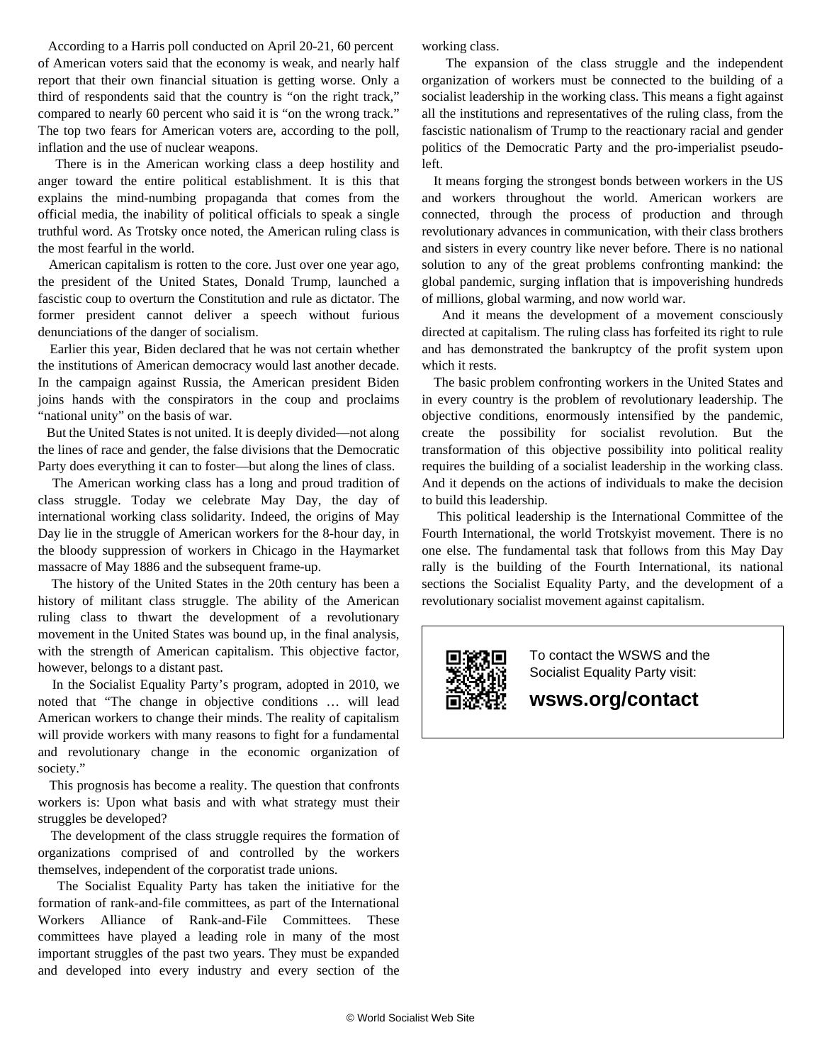According to a Harris poll conducted on April 20-21, 60 percent of American voters said that the economy is weak, and nearly half report that their own financial situation is getting worse. Only a third of respondents said that the country is "on the right track," compared to nearly 60 percent who said it is "on the wrong track." The top two fears for American voters are, according to the poll, inflation and the use of nuclear weapons.

There is in the American working class a deep hostility and anger toward the entire political establishment. It is this that explains the mind-numbing propaganda that comes from the official media, the inability of political officials to speak a single truthful word. As Trotsky once noted, the American ruling class is the most fearful in the world.

American capitalism is rotten to the core. Just over one year ago, the president of the United States, Donald Trump, launched a fascistic coup to overturn the Constitution and rule as dictator. The former president cannot deliver a speech without furious denunciations of the danger of socialism.

Earlier this year, Biden declared that he was not certain whether the institutions of American democracy would last another decade. In the campaign against Russia, the American president Biden joins hands with the conspirators in the coup and proclaims "national unity" on the basis of war.

But the United States is not united. It is deeply divided—not along the lines of race and gender, the false divisions that the Democratic Party does everything it can to foster—but along the lines of class.

The American working class has a long and proud tradition of class struggle. Today we celebrate May Day, the day of international working class solidarity. Indeed, the origins of May Day lie in the struggle of American workers for the 8-hour day, in the bloody suppression of workers in Chicago in the Haymarket massacre of May 1886 and the subsequent frame-up.

The history of the United States in the 20th century has been a history of militant class struggle. The ability of the American ruling class to thwart the development of a revolutionary movement in the United States was bound up, in the final analysis, with the strength of American capitalism. This objective factor, however, belongs to a distant past.

In the Socialist Equality Party's program, adopted in 2010, we noted that "The change in objective conditions … will lead American workers to change their minds. The reality of capitalism will provide workers with many reasons to fight for a fundamental and revolutionary change in the economic organization of society."

This prognosis has become a reality. The question that confronts workers is: Upon what basis and with what strategy must their struggles be developed?

The development of the class struggle requires the formation of organizations comprised of and controlled by the workers themselves, independent of the corporatist trade unions.

The Socialist Equality Party has taken the initiative for the formation of rank-and-file committees, as part of the International Workers Alliance of Rank-and-File Committees. These committees have played a leading role in many of the most important struggles of the past two years. They must be expanded and developed into every industry and every section of the working class.

The expansion of the class struggle and the independent organization of workers must be connected to the building of a socialist leadership in the working class. This means a fight against all the institutions and representatives of the ruling class, from the fascistic nationalism of Trump to the reactionary racial and gender politics of the Democratic Party and the pro-imperialist pseudo-left.

It means forging the strongest bonds between workers in the US and workers throughout the world. American workers are connected, through the process of production and through revolutionary advances in communication, with their class brothers and sisters in every country like never before. There is no national solution to any of the great problems confronting mankind: the global pandemic, surging inflation that is impoverishing hundreds of millions, global warming, and now world war.

And it means the development of a movement consciously directed at capitalism. The ruling class has forfeited its right to rule and has demonstrated the bankruptcy of the profit system upon which it rests.

The basic problem confronting workers in the United States and in every country is the problem of revolutionary leadership. The objective conditions, enormously intensified by the pandemic, create the possibility for socialist revolution. But the transformation of this objective possibility into political reality requires the building of a socialist leadership in the working class. And it depends on the actions of individuals to make the decision to build this leadership.

This political leadership is the International Committee of the Fourth International, the world Trotskyist movement. There is no one else. The fundamental task that follows from this May Day rally is the building of the Fourth International, its national sections the Socialist Equality Party, and the development of a revolutionary socialist movement against capitalism.

To contact the WSWS and the Socialist Equality Party visit:

**wsws.org/contact**